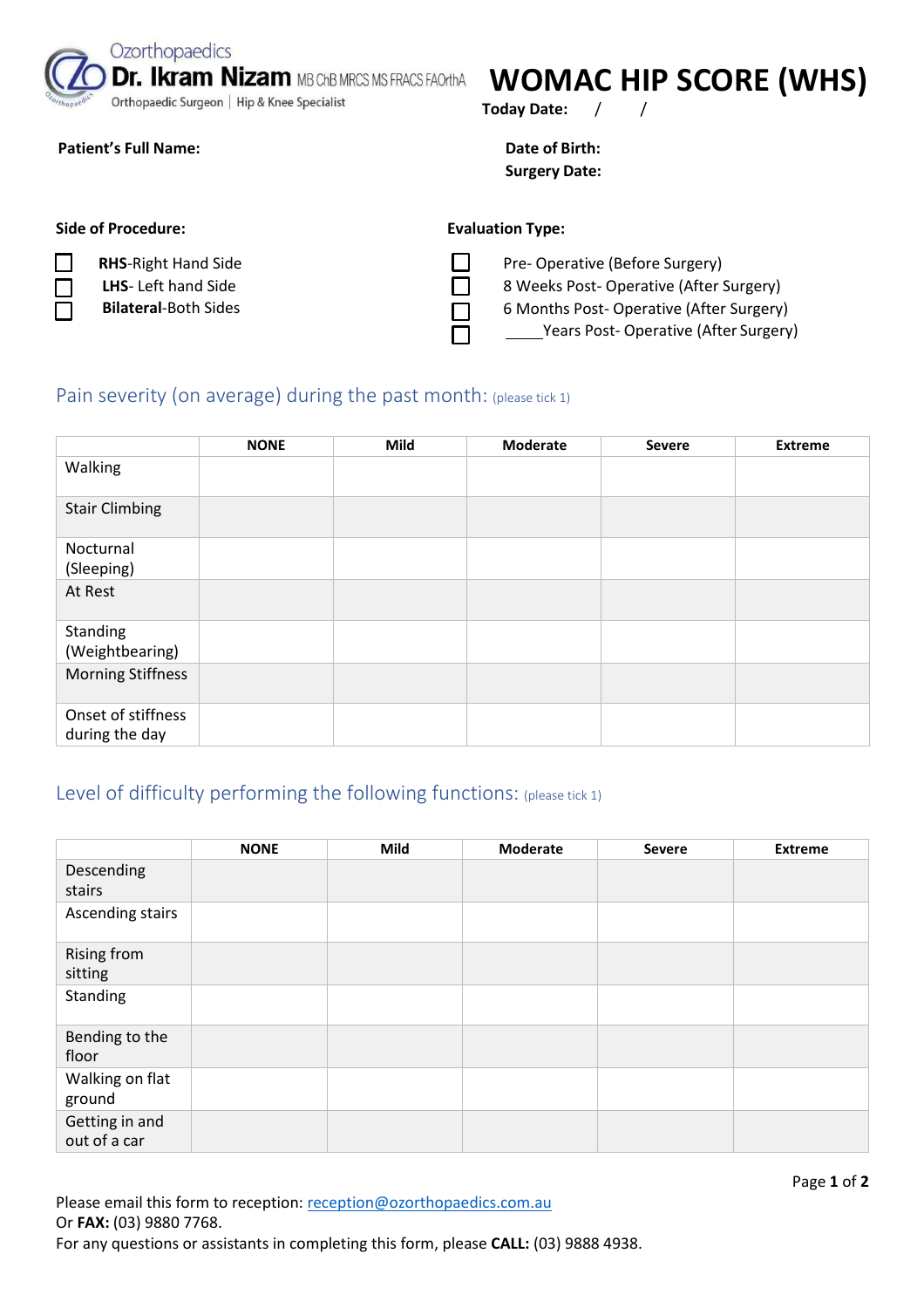Ozorthopaedics
**Dr. Ikram Nizam** MB ChB MRCS MS FRACS FAOrthA
Orthopaedic Surgeon | Hip & Knee Specialist

# WOMAC HIP SCORE (WHS)

**Today Date:** / /

**Patient's Full Name:**

**Date of Birth:**

**Surgery Date:**

**Side of Procedure:**

- ☐ **RHS**-Right Hand Side
- ☐ **LHS**- Left hand Side
- ☐ **Bilateral**-Both Sides

**Evaluation Type:**

- ☐ Pre- Operative (Before Surgery)
- ☐ 8 Weeks Post- Operative (After Surgery)
- ☐ 6 Months Post- Operative (After Surgery)
- ☐ _____Years Post- Operative (After Surgery)

## Pain severity (on average) during the past month: (please tick 1)

| | NONE | Mild | Moderate | Severe | Extreme |
|---|---|---|---|---|---|
| Walking | | | | | |
| Stair Climbing | | | | | |
| Nocturnal (Sleeping) | | | | | |
| At Rest | | | | | |
| Standing (Weightbearing) | | | | | |
| Morning Stiffness | | | | | |
| Onset of stiffness during the day | | | | | |

## Level of difficulty performing the following functions: (please tick 1)

| | NONE | Mild | Moderate | Severe | Extreme |
|---|---|---|---|---|---|
| Descending stairs | | | | | |
| Ascending stairs | | | | | |
| Rising from sitting | | | | | |
| Standing | | | | | |
| Bending to the floor | | | | | |
| Walking on flat ground | | | | | |
| Getting in and out of a car | | | | | |

Please email this form to reception: reception@ozorthopaedics.com.au
Or **FAX:** (03) 9880 7768.
For any questions or assistants in completing this form, please **CALL:** (03) 9888 4938.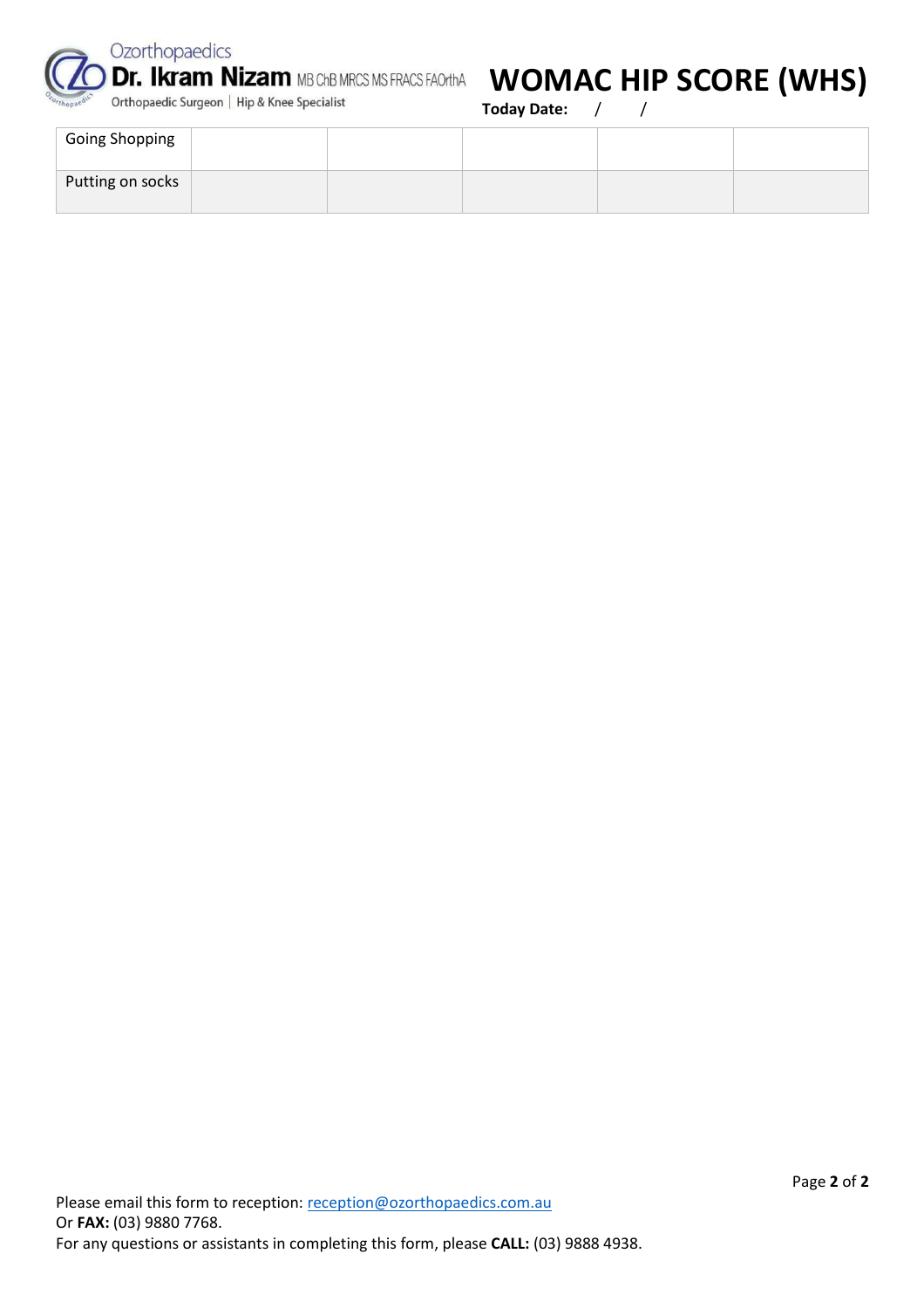| Going Shopping | | | | | |
|---|---|---|---|---|---|
| Putting on socks | | | | | |

Please email this form to reception: reception@ozorthopaedics.com.au
Or **FAX:** (03) 9880 7768.
For any questions or assistants in completing this form, please **CALL:** (03) 9888 4938.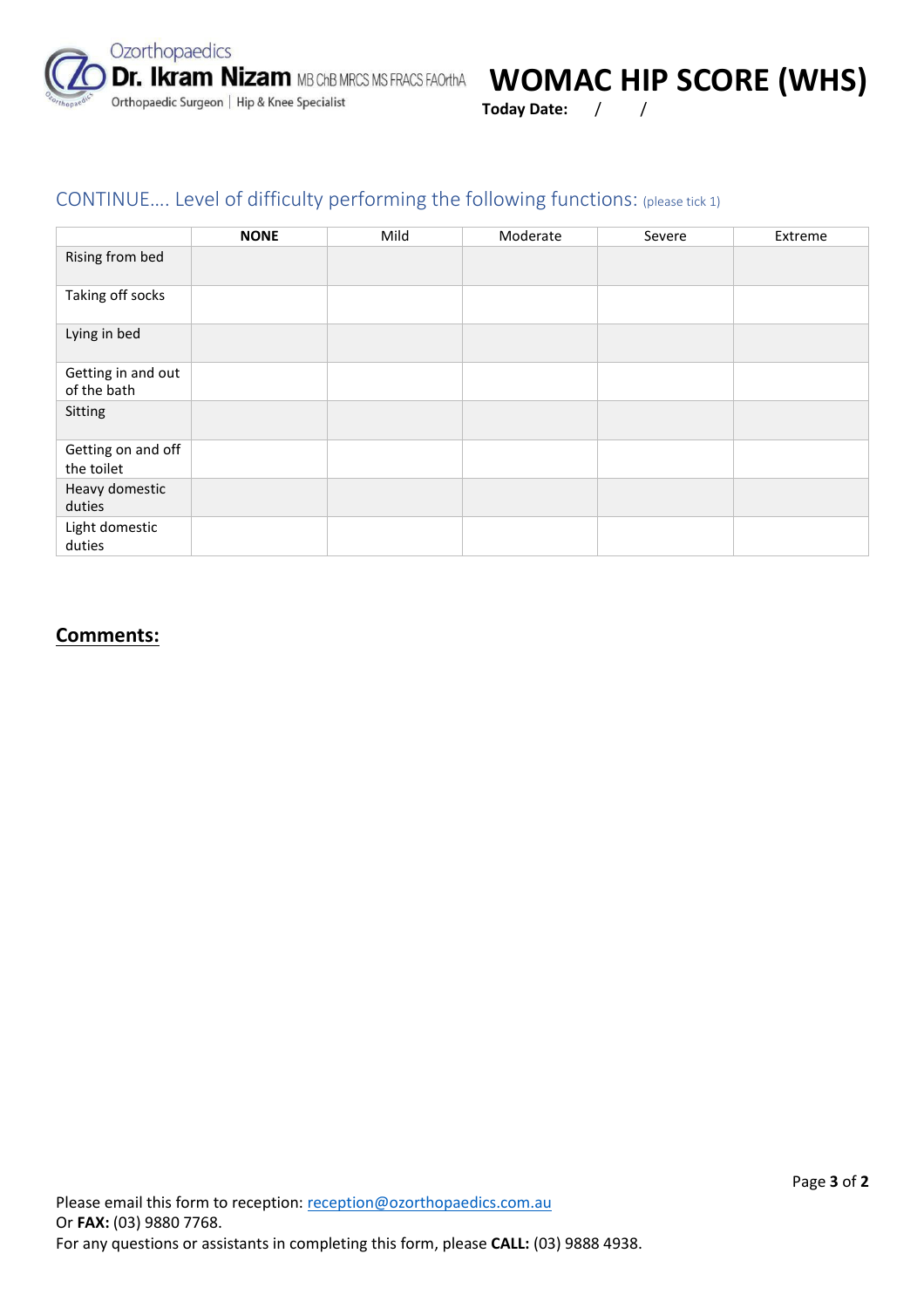Ozorthopaedics
**Dr. Ikram Nizam** MB ChB MRCS MS FRACS FAOrthA
Orthopaedic Surgeon | Hip & Knee Specialist

# WOMAC HIP SCORE (WHS)

**Today Date:** / /

## CONTINUE…. Level of difficulty performing the following functions: (please tick 1)

| | **NONE** | Mild | Moderate | Severe | Extreme |
|---|---|---|---|---|---|
| Rising from bed | | | | | |
| Taking off socks | | | | | |
| Lying in bed | | | | | |
| Getting in and out of the bath | | | | | |
| Sitting | | | | | |
| Getting on and off the toilet | | | | | |
| Heavy domestic duties | | | | | |
| Light domestic duties | | | | | |

**Comments:**

Please email this form to reception: reception@ozorthopaedics.com.au
Or **FAX:** (03) 9880 7768.
For any questions or assistants in completing this form, please **CALL:** (03) 9888 4938.